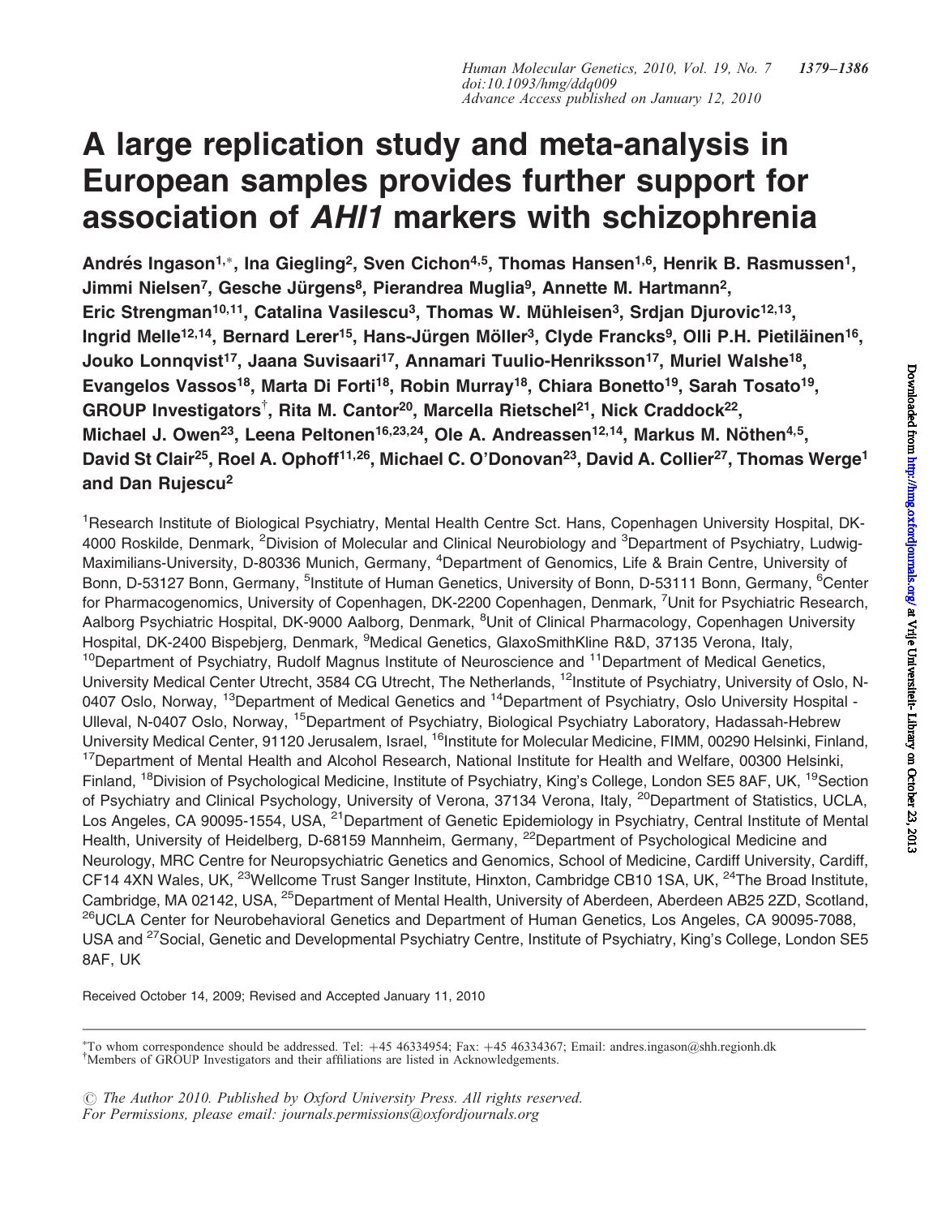# A large replication study and meta-analysis in European samples provides further support for association of *AHI1* markers with schizophrenia

**Andrés Ingason[1,∗], Ina Giegling[2], Sven Cichon[4,5], Thomas Hansen[1,6], Henrik B. Rasmussen[1], Jimmi Nielsen[7], Gesche Jürgens[8], Pierandrea Muglia[9], Annette M. Hartmann[2], Eric Strengman[10,11], Catalina Vasilescu[3], Thomas W. Mühleisen[3], Srdjan Djurovic[12,13], Ingrid Melle[12,14], Bernard Lerer[15], Hans-Jürgen Möller[3], Clyde Francks[9], Olli P.H. Pietiläinen[16], Jouko Lonnqvist[17], Jaana Suvisaari[17], Annamari Tuulio-Henriksson[17], Muriel Walshe[18], Evangelos Vassos[18], Marta Di Forti[18], Robin Murray[18], Chiara Bonetto[19], Sarah Tosato[19], GROUP Investigators[†], Rita M. Cantor[20], Marcella Rietschel[21], Nick Craddock[22], Michael J. Owen[23], Leena Peltonen[16,23,24], Ole A. Andreassen[12,14], Markus M. Nöthen[4,5], David St Clair[25], Roel A. Ophoff[11,26], Michael C. O'Donovan[23], David A. Collier[27], Thomas Werge[1] and Dan Rujescu[2]**

[1]Research Institute of Biological Psychiatry, Mental Health Centre Sct. Hans, Copenhagen University Hospital, DK-4000 Roskilde, Denmark, [2]Division of Molecular and Clinical Neurobiology and [3]Department of Psychiatry, Ludwig-Maximilians-University, D-80336 Munich, Germany, [4]Department of Genomics, Life & Brain Centre, University of Bonn, D-53127 Bonn, Germany, [5]Institute of Human Genetics, University of Bonn, D-53111 Bonn, Germany, [6]Center for Pharmacogenomics, University of Copenhagen, DK-2200 Copenhagen, Denmark, [7]Unit for Psychiatric Research, Aalborg Psychiatric Hospital, DK-9000 Aalborg, Denmark, [8]Unit of Clinical Pharmacology, Copenhagen University Hospital, DK-2400 Bispebjerg, Denmark, [9]Medical Genetics, GlaxoSmithKline R&D, 37135 Verona, Italy, [10]Department of Psychiatry, Rudolf Magnus Institute of Neuroscience and [11]Department of Medical Genetics, University Medical Center Utrecht, 3584 CG Utrecht, The Netherlands, [12]Institute of Psychiatry, University of Oslo, N-0407 Oslo, Norway, [13]Department of Medical Genetics and [14]Department of Psychiatry, Oslo University Hospital - Ulleval, N-0407 Oslo, Norway, [15]Department of Psychiatry, Biological Psychiatry Laboratory, Hadassah-Hebrew University Medical Center, 91120 Jerusalem, Israel, [16]Institute for Molecular Medicine, FIMM, 00290 Helsinki, Finland, [17]Department of Mental Health and Alcohol Research, National Institute for Health and Welfare, 00300 Helsinki, Finland, [18]Division of Psychological Medicine, Institute of Psychiatry, King's College, London SE5 8AF, UK, [19]Section of Psychiatry and Clinical Psychology, University of Verona, 37134 Verona, Italy, [20]Department of Statistics, UCLA, Los Angeles, CA 90095-1554, USA, [21]Department of Genetic Epidemiology in Psychiatry, Central Institute of Mental Health, University of Heidelberg, D-68159 Mannheim, Germany, [22]Department of Psychological Medicine and Neurology, MRC Centre for Neuropsychiatric Genetics and Genomics, School of Medicine, Cardiff University, Cardiff, CF14 4XN Wales, UK, [23]Wellcome Trust Sanger Institute, Hinxton, Cambridge CB10 1SA, UK, [24]The Broad Institute, Cambridge, MA 02142, USA, [25]Department of Mental Health, University of Aberdeen, Aberdeen AB25 2ZD, Scotland, [26]UCLA Center for Neurobehavioral Genetics and Department of Human Genetics, Los Angeles, CA 90095-7088, USA and [27]Social, Genetic and Developmental Psychiatry Centre, Institute of Psychiatry, King's College, London SE5 8AF, UK

Received October 14, 2009; Revised and Accepted January 11, 2010

∗To whom correspondence should be addressed. Tel: +45 46334954; Fax: +45 46334367; Email: andres.ingason@shh.regionh.dk
†Members of GROUP Investigators and their affiliations are listed in Acknowledgements.

© The Author 2010. Published by Oxford University Press. All rights reserved.
For Permissions, please email: journals.permissions@oxfordjournals.org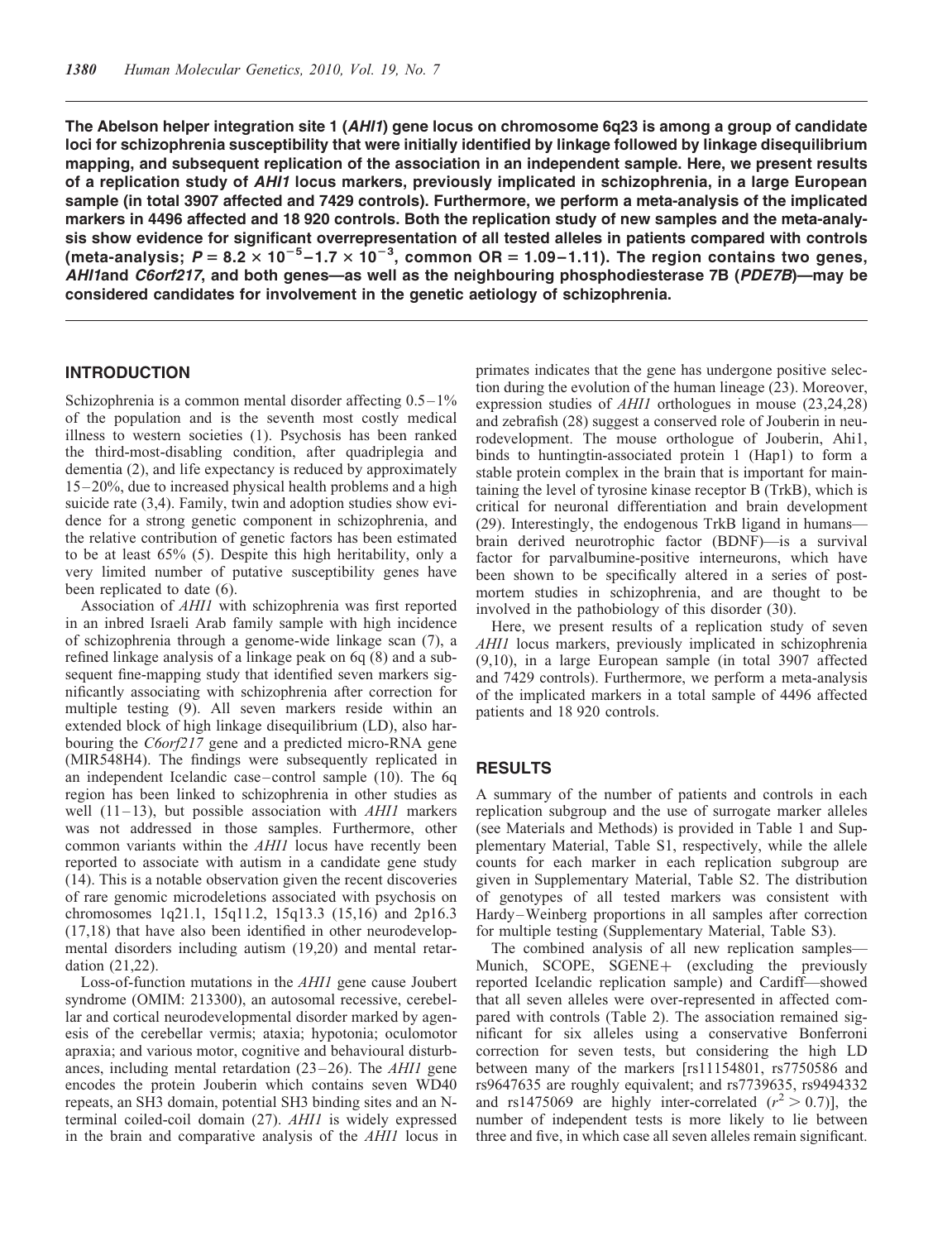**The Abelson helper integration site 1 (*AHI1*) gene locus on chromosome 6q23 is among a group of candidate loci for schizophrenia susceptibility that were initially identified by linkage followed by linkage disequilibrium mapping, and subsequent replication of the association in an independent sample. Here, we present results of a replication study of *AHI1* locus markers, previously implicated in schizophrenia, in a large European sample (in total 3907 affected and 7429 controls). Furthermore, we perform a meta-analysis of the implicated markers in 4496 affected and 18 920 controls. Both the replication study of new samples and the meta-analysis show evidence for significant overrepresentation of all tested alleles in patients compared with controls (meta-analysis; $P = 8.2 \times 10^{-5}$–$1.7 \times 10^{-3}$, common OR = 1.09–1.11). The region contains two genes, *AHI1*and *C6orf217*, and both genes—as well as the neighbouring phosphodiesterase 7B (*PDE7B*)—may be considered candidates for involvement in the genetic aetiology of schizophrenia.**

## INTRODUCTION

Schizophrenia is a common mental disorder affecting 0.5–1% of the population and is the seventh most costly medical illness to western societies (1). Psychosis has been ranked the third-most-disabling condition, after quadriplegia and dementia (2), and life expectancy is reduced by approximately 15–20%, due to increased physical health problems and a high suicide rate (3,4). Family, twin and adoption studies show evidence for a strong genetic component in schizophrenia, and the relative contribution of genetic factors has been estimated to be at least 65% (5). Despite this high heritability, only a very limited number of putative susceptibility genes have been replicated to date (6).

Association of *AHI1* with schizophrenia was first reported in an inbred Israeli Arab family sample with high incidence of schizophrenia through a genome-wide linkage scan (7), a refined linkage analysis of a linkage peak on 6q (8) and a subsequent fine-mapping study that identified seven markers significantly associating with schizophrenia after correction for multiple testing (9). All seven markers reside within an extended block of high linkage disequilibrium (LD), also harbouring the *C6orf217* gene and a predicted micro-RNA gene (MIR548H4). The findings were subsequently replicated in an independent Icelandic case–control sample (10). The 6q region has been linked to schizophrenia in other studies as well (11–13), but possible association with *AHI1* markers was not addressed in those samples. Furthermore, other common variants within the *AHI1* locus have recently been reported to associate with autism in a candidate gene study (14). This is a notable observation given the recent discoveries of rare genomic microdeletions associated with psychosis on chromosomes 1q21.1, 15q11.2, 15q13.3 (15,16) and 2p16.3 (17,18) that have also been identified in other neurodevelopmental disorders including autism (19,20) and mental retardation (21,22).

Loss-of-function mutations in the *AHI1* gene cause Joubert syndrome (OMIM: 213300), an autosomal recessive, cerebellar and cortical neurodevelopmental disorder marked by agenesis of the cerebellar vermis; ataxia; hypotonia; oculomotor apraxia; and various motor, cognitive and behavioural disturbances, including mental retardation (23–26). The *AHI1* gene encodes the protein Jouberin which contains seven WD40 repeats, an SH3 domain, potential SH3 binding sites and an N-terminal coiled-coil domain (27). *AHI1* is widely expressed in the brain and comparative analysis of the *AHI1* locus in primates indicates that the gene has undergone positive selection during the evolution of the human lineage (23). Moreover, expression studies of *AHI1* orthologues in mouse (23,24,28) and zebrafish (28) suggest a conserved role of Jouberin in neurodevelopment. The mouse orthologue of Jouberin, Ahi1, binds to huntingtin-associated protein 1 (Hap1) to form a stable protein complex in the brain that is important for maintaining the level of tyrosine kinase receptor B (TrkB), which is critical for neuronal differentiation and brain development (29). Interestingly, the endogenous TrkB ligand in humans—brain derived neurotrophic factor (BDNF)—is a survival factor for parvalbumine-positive interneurons, which have been shown to be specifically altered in a series of post-mortem studies in schizophrenia, and are thought to be involved in the pathobiology of this disorder (30).

Here, we present results of a replication study of seven *AHI1* locus markers, previously implicated in schizophrenia (9,10), in a large European sample (in total 3907 affected and 7429 controls). Furthermore, we perform a meta-analysis of the implicated markers in a total sample of 4496 affected patients and 18 920 controls.

## RESULTS

A summary of the number of patients and controls in each replication subgroup and the use of surrogate marker alleles (see Materials and Methods) is provided in Table 1 and Supplementary Material, Table S1, respectively, while the allele counts for each marker in each replication subgroup are given in Supplementary Material, Table S2. The distribution of genotypes of all tested markers was consistent with Hardy–Weinberg proportions in all samples after correction for multiple testing (Supplementary Material, Table S3).

The combined analysis of all new replication samples—Munich, SCOPE, SGENE+ (excluding the previously reported Icelandic replication sample) and Cardiff—showed that all seven alleles were over-represented in affected compared with controls (Table 2). The association remained significant for six alleles using a conservative Bonferroni correction for seven tests, but considering the high LD between many of the markers [rs11154801, rs7750586 and rs9647635 are roughly equivalent; and rs7739635, rs9494332 and rs1475069 are highly inter-correlated ($r^2 > 0.7$)], the number of independent tests is more likely to lie between three and five, in which case all seven alleles remain significant.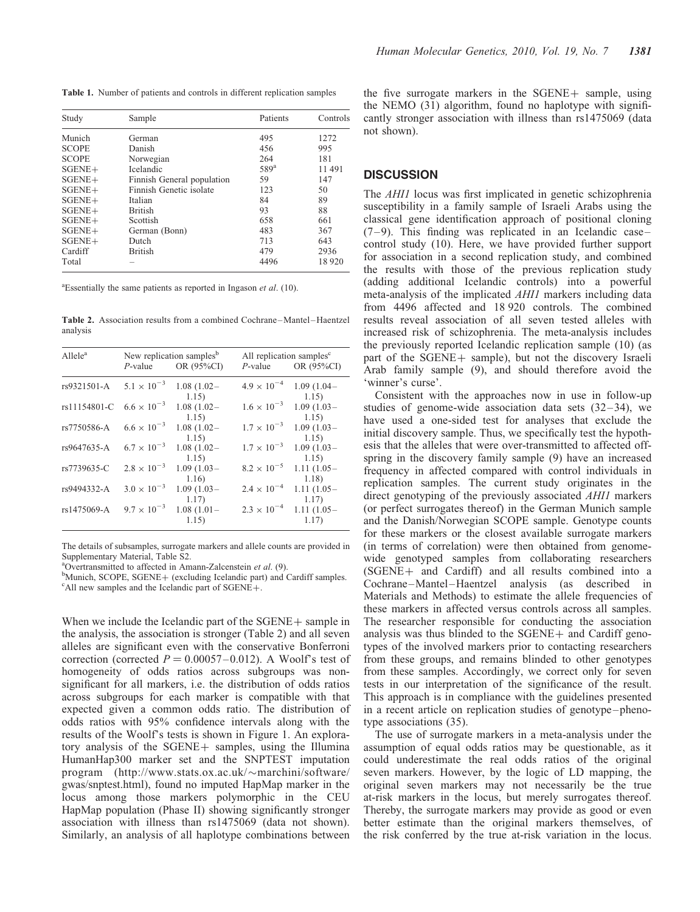**Table 1.** Number of patients and controls in different replication samples

| Study | Sample | Patients | Controls |
|---|---|---|---|
| Munich | German | 495 | 1272 |
| SCOPE | Danish | 456 | 995 |
| SCOPE | Norwegian | 264 | 181 |
| SGENE+ | Icelandic | 589[a] | 11 491 |
| SGENE+ | Finnish General population | 59 | 147 |
| SGENE+ | Finnish Genetic isolate | 123 | 50 |
| SGENE+ | Italian | 84 | 89 |
| SGENE+ | British | 93 | 88 |
| SGENE+ | Scottish | 658 | 661 |
| SGENE+ | German (Bonn) | 483 | 367 |
| SGENE+ | Dutch | 713 | 643 |
| Cardiff | British | 479 | 2936 |
| Total | – | 4496 | 18 920 |

[a]Essentially the same patients as reported in Ingason *et al*. (10).

**Table 2.** Association results from a combined Cochrane–Mantel–Haentzel analysis

| Allele[a] | New replication samples[b] | | All replication samples[c] | |
|---|---|---|---|---|
| | *P*-value | OR (95%CI) | *P*-value | OR (95%CI) |
| rs9321501-A | $5.1 \times 10^{-3}$ | 1.08 (1.02–1.15) | $4.9 \times 10^{-4}$ | 1.09 (1.04–1.15) |
| rs11154801-C | $6.6 \times 10^{-3}$ | 1.08 (1.02–1.15) | $1.6 \times 10^{-3}$ | 1.09 (1.03–1.15) |
| rs7750586-A | $6.6 \times 10^{-3}$ | 1.08 (1.02–1.15) | $1.7 \times 10^{-3}$ | 1.09 (1.03–1.15) |
| rs9647635-A | $6.7 \times 10^{-3}$ | 1.08 (1.02–1.15) | $1.7 \times 10^{-3}$ | 1.09 (1.03–1.15) |
| rs7739635-C | $2.8 \times 10^{-3}$ | 1.09 (1.03–1.16) | $8.2 \times 10^{-5}$ | 1.11 (1.05–1.18) |
| rs9494332-A | $3.0 \times 10^{-3}$ | 1.09 (1.03–1.17) | $2.4 \times 10^{-4}$ | 1.11 (1.05–1.17) |
| rs1475069-A | $9.7 \times 10^{-3}$ | 1.08 (1.01–1.15) | $2.3 \times 10^{-4}$ | 1.11 (1.05–1.17) |

The details of subsamples, surrogate markers and allele counts are provided in Supplementary Material, Table S2.
[a]Overtransmitted to affected in Amann-Zalcenstein *et al*. (9).
[b]Munich, SCOPE, SGENE+ (excluding Icelandic part) and Cardiff samples.
[c]All new samples and the Icelandic part of SGENE+.

When we include the Icelandic part of the SGENE+ sample in the analysis, the association is stronger (Table 2) and all seven alleles are significant even with the conservative Bonferroni correction (corrected $P = 0.00057$–$0.012$). A Woolf's test of homogeneity of odds ratios across subgroups was non-significant for all markers, i.e. the distribution of odds ratios across subgroups for each marker is compatible with that expected given a common odds ratio. The distribution of odds ratios with 95% confidence intervals along with the results of the Woolf's tests is shown in Figure 1. An exploratory analysis of the SGENE+ samples, using the Illumina HumanHap300 marker set and the SNPTEST imputation program (http://www.stats.ox.ac.uk/~marchini/software/gwas/snptest.html), found no imputed HapMap marker in the locus among those markers polymorphic in the CEU HapMap population (Phase II) showing significantly stronger association with illness than rs1475069 (data not shown). Similarly, an analysis of all haplotype combinations between the five surrogate markers in the SGENE+ sample, using the NEMO (31) algorithm, found no haplotype with significantly stronger association with illness than rs1475069 (data not shown).

## DISCUSSION

The *AHI1* locus was first implicated in genetic schizophrenia susceptibility in a family sample of Israeli Arabs using the classical gene identification approach of positional cloning (7–9). This finding was replicated in an Icelandic case–control study (10). Here, we have provided further support for association in a second replication study, and combined the results with those of the previous replication study (adding additional Icelandic controls) into a powerful meta-analysis of the implicated *AHI1* markers including data from 4496 affected and 18 920 controls. The combined results reveal association of all seven tested alleles with increased risk of schizophrenia. The meta-analysis includes the previously reported Icelandic replication sample (10) (as part of the SGENE+ sample), but not the discovery Israeli Arab family sample (9), and should therefore avoid the 'winner's curse'.

Consistent with the approaches now in use in follow-up studies of genome-wide association data sets (32–34), we have used a one-sided test for analyses that exclude the initial discovery sample. Thus, we specifically test the hypothesis that the alleles that were over-transmitted to affected offspring in the discovery family sample (9) have an increased frequency in affected compared with control individuals in replication samples. The current study originates in the direct genotyping of the previously associated *AHI1* markers (or perfect surrogates thereof) in the German Munich sample and the Danish/Norwegian SCOPE sample. Genotype counts for these markers or the closest available surrogate markers (in terms of correlation) were then obtained from genome-wide genotyped samples from collaborating researchers (SGENE+ and Cardiff) and all results combined into a Cochrane–Mantel–Haentzel analysis (as described in Materials and Methods) to estimate the allele frequencies of these markers in affected versus controls across all samples. The researcher responsible for conducting the association analysis was thus blinded to the SGENE+ and Cardiff genotypes of the involved markers prior to contacting researchers from these groups, and remains blinded to other genotypes from these samples. Accordingly, we correct only for seven tests in our interpretation of the significance of the result. This approach is in compliance with the guidelines presented in a recent article on replication studies of genotype–phenotype associations (35).

The use of surrogate markers in a meta-analysis under the assumption of equal odds ratios may be questionable, as it could underestimate the real odds ratios of the original seven markers. However, by the logic of LD mapping, the original seven markers may not necessarily be the true at-risk markers in the locus, but merely surrogates thereof. Thereby, the surrogate markers may provide as good or even better estimate than the original markers themselves, of the risk conferred by the true at-risk variation in the locus.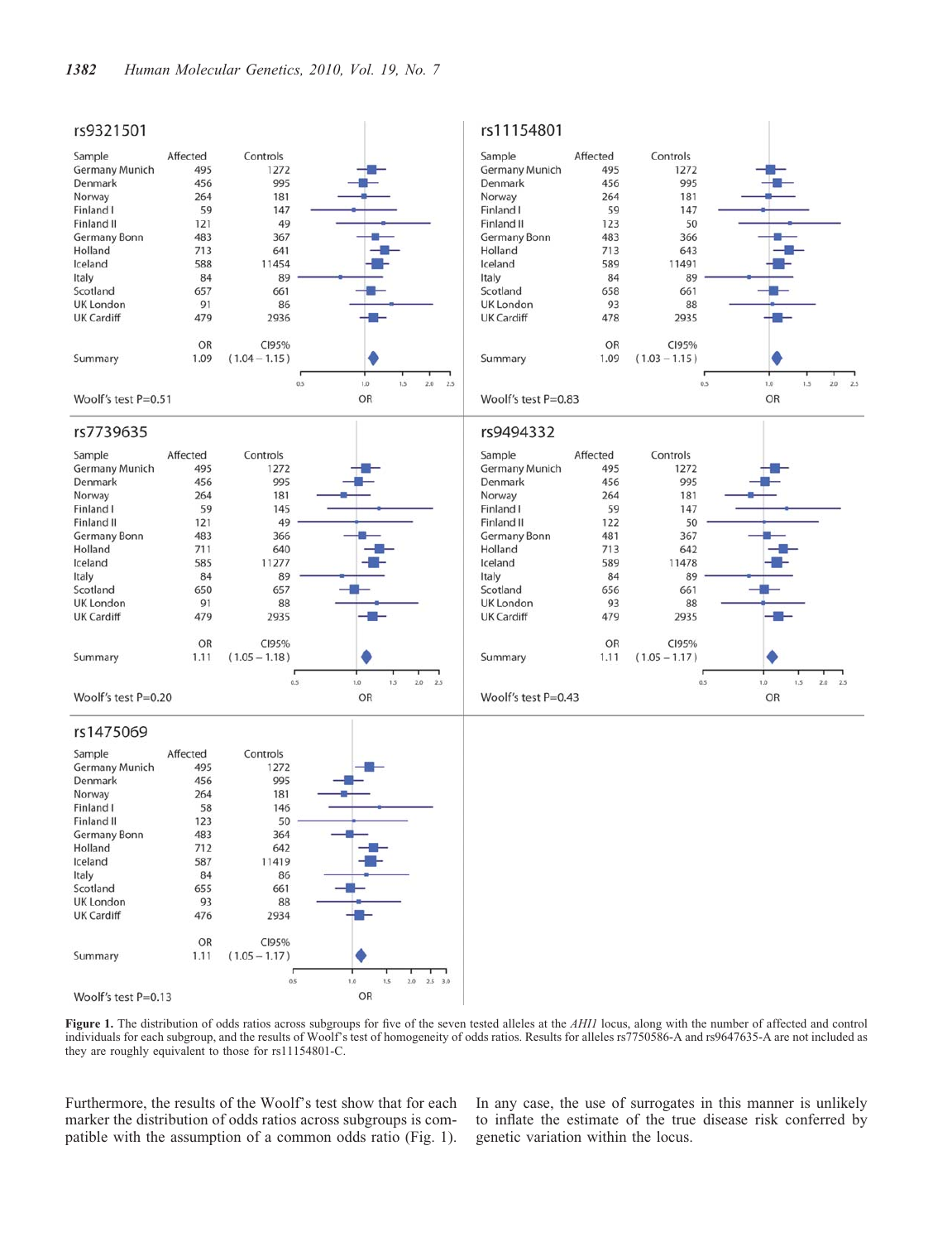### rs9321501

| Sample | Affected | Controls |
|---|---|---|
| Germany Munich | 495 | 1272 |
| Denmark | 456 | 995 |
| Norway | 264 | 181 |
| Finland I | 59 | 147 |
| Finland II | 121 | 49 |
| Germany Bonn | 483 | 367 |
| Holland | 713 | 641 |
| Iceland | 588 | 11454 |
| Italy | 84 | 89 |
| Scotland | 657 | 661 |
| UK London | 91 | 86 |
| UK Cardiff | 479 | 2936 |

| | OR | CI95% |
|---|---|---|
| Summary | 1.09 | (1.04 – 1.15) |

Woolf's test P=0.51

### rs11154801

| Sample | Affected | Controls |
|---|---|---|
| Germany Munich | 495 | 1272 |
| Denmark | 456 | 995 |
| Norway | 264 | 181 |
| Finland I | 59 | 147 |
| Finland II | 123 | 50 |
| Germany Bonn | 483 | 366 |
| Holland | 713 | 643 |
| Iceland | 589 | 11491 |
| Italy | 84 | 89 |
| Scotland | 658 | 661 |
| UK London | 93 | 88 |
| UK Cardiff | 478 | 2935 |

| | OR | CI95% |
|---|---|---|
| Summary | 1.09 | (1.03 – 1.15) |

Woolf's test P=0.83

### rs7739635

| Sample | Affected | Controls |
|---|---|---|
| Germany Munich | 495 | 1272 |
| Denmark | 456 | 995 |
| Norway | 264 | 181 |
| Finland I | 59 | 145 |
| Finland II | 121 | 49 |
| Germany Bonn | 483 | 366 |
| Holland | 711 | 640 |
| Iceland | 585 | 11277 |
| Italy | 84 | 89 |
| Scotland | 650 | 657 |
| UK London | 91 | 88 |
| UK Cardiff | 479 | 2935 |

| | OR | CI95% |
|---|---|---|
| Summary | 1.11 | (1.05 – 1.18) |

Woolf's test P=0.20

### rs9494332

| Sample | Affected | Controls |
|---|---|---|
| Germany Munich | 495 | 1272 |
| Denmark | 456 | 995 |
| Norway | 264 | 181 |
| Finland I | 59 | 147 |
| Finland II | 122 | 50 |
| Germany Bonn | 481 | 367 |
| Holland | 713 | 642 |
| Iceland | 589 | 11478 |
| Italy | 84 | 89 |
| Scotland | 656 | 661 |
| UK London | 93 | 88 |
| UK Cardiff | 479 | 2935 |

| | OR | CI95% |
|---|---|---|
| Summary | 1.11 | (1.05 – 1.17) |

Woolf's test P=0.43

### rs1475069

| Sample | Affected | Controls |
|---|---|---|
| Germany Munich | 495 | 1272 |
| Denmark | 456 | 995 |
| Norway | 264 | 181 |
| Finland I | 58 | 146 |
| Finland II | 123 | 50 |
| Germany Bonn | 483 | 364 |
| Holland | 712 | 642 |
| Iceland | 587 | 11419 |
| Italy | 84 | 86 |
| Scotland | 655 | 661 |
| UK London | 93 | 88 |
| UK Cardiff | 476 | 2934 |

| | OR | CI95% |
|---|---|---|
| Summary | 1.11 | (1.05 – 1.17) |

Woolf's test P=0.13

**Figure 1.** The distribution of odds ratios across subgroups for five of the seven tested alleles at the *AHI1* locus, along with the number of affected and control individuals for each subgroup, and the results of Woolf's test of homogeneity of odds ratios. Results for alleles rs7750586-A and rs9647635-A are not included as they are roughly equivalent to those for rs11154801-C.

Furthermore, the results of the Woolf's test show that for each marker the distribution of odds ratios across subgroups is compatible with the assumption of a common odds ratio (Fig. 1). In any case, the use of surrogates in this manner is unlikely to inflate the estimate of the true disease risk conferred by genetic variation within the locus.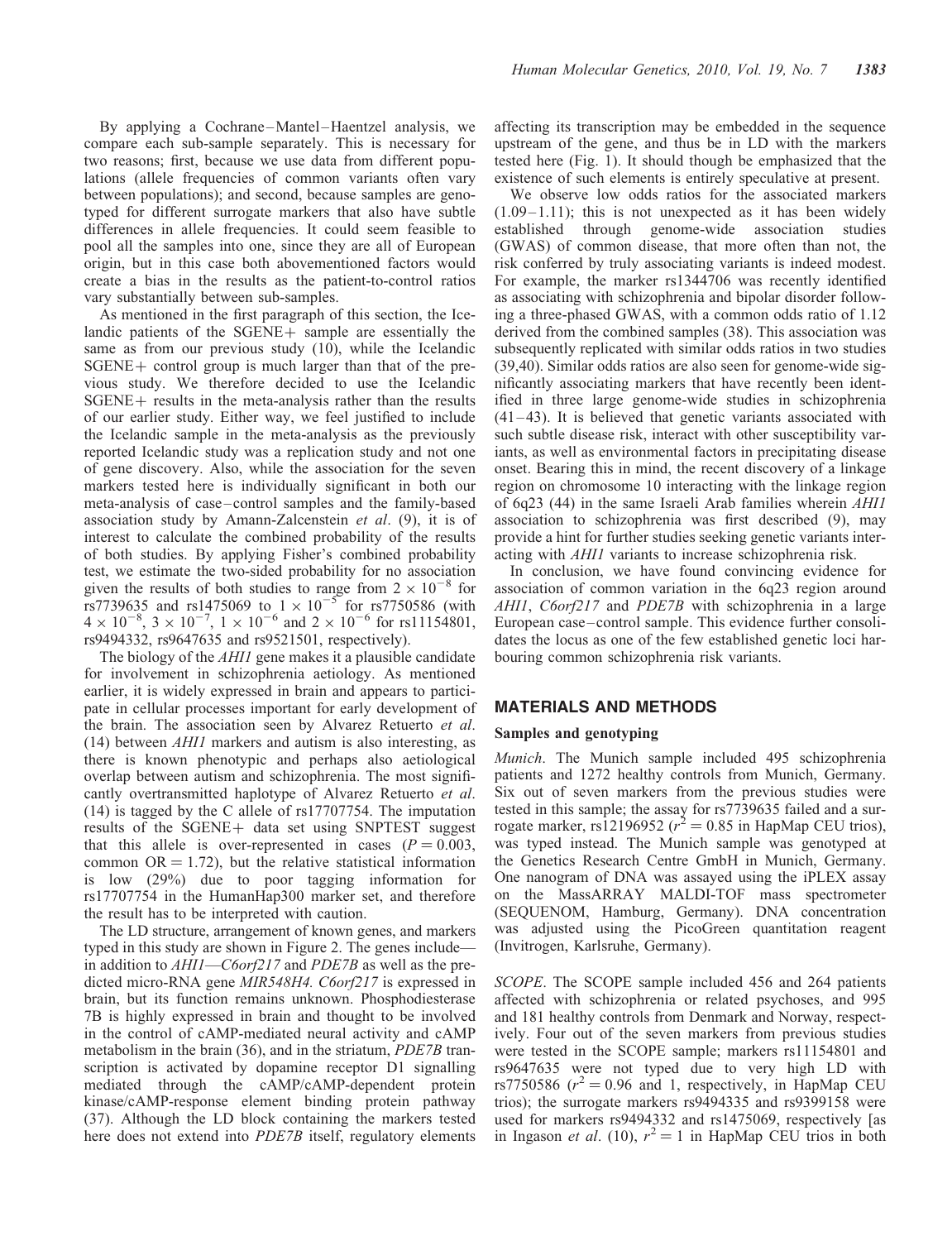By applying a Cochrane–Mantel–Haentzel analysis, we compare each sub-sample separately. This is necessary for two reasons; first, because we use data from different populations (allele frequencies of common variants often vary between populations); and second, because samples are genotyped for different surrogate markers that also have subtle differences in allele frequencies. It could seem feasible to pool all the samples into one, since they are all of European origin, but in this case both abovementioned factors would create a bias in the results as the patient-to-control ratios vary substantially between sub-samples.

As mentioned in the first paragraph of this section, the Icelandic patients of the SGENE+ sample are essentially the same as from our previous study (10), while the Icelandic SGENE+ control group is much larger than that of the previous study. We therefore decided to use the Icelandic SGENE+ results in the meta-analysis rather than the results of our earlier study. Either way, we feel justified to include the Icelandic sample in the meta-analysis as the previously reported Icelandic study was a replication study and not one of gene discovery. Also, while the association for the seven markers tested here is individually significant in both our meta-analysis of case–control samples and the family-based association study by Amann-Zalcenstein *et al*. (9), it is of interest to calculate the combined probability of the results of both studies. By applying Fisher's combined probability test, we estimate the two-sided probability for no association given the results of both studies to range from $2 \times 10^{-8}$ for rs7739635 and rs1475069 to $1 \times 10^{-5}$ for rs7750586 (with $4 \times 10^{-8}$, $3 \times 10^{-7}$, $1 \times 10^{-6}$ and $2 \times 10^{-6}$ for rs11154801, rs9494332, rs9647635 and rs9521501, respectively).

The biology of the *AHI1* gene makes it a plausible candidate for involvement in schizophrenia aetiology. As mentioned earlier, it is widely expressed in brain and appears to participate in cellular processes important for early development of the brain. The association seen by Alvarez Retuerto *et al*. (14) between *AHI1* markers and autism is also interesting, as there is known phenotypic and perhaps also aetiological overlap between autism and schizophrenia. The most significantly overtransmitted haplotype of Alvarez Retuerto *et al*. (14) is tagged by the C allele of rs17707754. The imputation results of the SGENE+ data set using SNPTEST suggest that this allele is over-represented in cases ($P = 0.003$, common OR = 1.72), but the relative statistical information is low (29%) due to poor tagging information for rs17707754 in the HumanHap300 marker set, and therefore the result has to be interpreted with caution.

The LD structure, arrangement of known genes, and markers typed in this study are shown in Figure 2. The genes include—in addition to *AHI1*—*C6orf217* and *PDE7B* as well as the predicted micro-RNA gene *MIR548H4*. *C6orf217* is expressed in brain, but its function remains unknown. Phosphodiesterase 7B is highly expressed in brain and thought to be involved in the control of cAMP-mediated neural activity and cAMP metabolism in the brain (36), and in the striatum, *PDE7B* transcription is activated by dopamine receptor D1 signalling mediated through the cAMP/cAMP-dependent protein kinase/cAMP-response element binding protein pathway (37). Although the LD block containing the markers tested here does not extend into *PDE7B* itself, regulatory elements affecting its transcription may be embedded in the sequence upstream of the gene, and thus be in LD with the markers tested here (Fig. 1). It should though be emphasized that the existence of such elements is entirely speculative at present.

We observe low odds ratios for the associated markers (1.09–1.11); this is not unexpected as it has been widely established through genome-wide association studies (GWAS) of common disease, that more often than not, the risk conferred by truly associating variants is indeed modest. For example, the marker rs1344706 was recently identified as associating with schizophrenia and bipolar disorder following a three-phased GWAS, with a common odds ratio of 1.12 derived from the combined samples (38). This association was subsequently replicated with similar odds ratios in two studies (39,40). Similar odds ratios are also seen for genome-wide significantly associating markers that have recently been identified in three large genome-wide studies in schizophrenia (41–43). It is believed that genetic variants associated with such subtle disease risk, interact with other susceptibility variants, as well as environmental factors in precipitating disease onset. Bearing this in mind, the recent discovery of a linkage region on chromosome 10 interacting with the linkage region of 6q23 (44) in the same Israeli Arab families wherein *AHI1* association to schizophrenia was first described (9), may provide a hint for further studies seeking genetic variants interacting with *AHI1* variants to increase schizophrenia risk.

In conclusion, we have found convincing evidence for association of common variation in the 6q23 region around *AHI1*, *C6orf217* and *PDE7B* with schizophrenia in a large European case–control sample. This evidence further consolidates the locus as one of the few established genetic loci harbouring common schizophrenia risk variants.

## MATERIALS AND METHODS

### Samples and genotyping

*Munich*. The Munich sample included 495 schizophrenia patients and 1272 healthy controls from Munich, Germany. Six out of seven markers from the previous studies were tested in this sample; the assay for rs7739635 failed and a surrogate marker, rs12196952 ($r^2 = 0.85$ in HapMap CEU trios), was typed instead. The Munich sample was genotyped at the Genetics Research Centre GmbH in Munich, Germany. One nanogram of DNA was assayed using the iPLEX assay on the MassARRAY MALDI-TOF mass spectrometer (SEQUENOM, Hamburg, Germany). DNA concentration was adjusted using the PicoGreen quantitation reagent (Invitrogen, Karlsruhe, Germany).

*SCOPE*. The SCOPE sample included 456 and 264 patients affected with schizophrenia or related psychoses, and 995 and 181 healthy controls from Denmark and Norway, respectively. Four out of the seven markers from previous studies were tested in the SCOPE sample; markers rs11154801 and rs9647635 were not typed due to very high LD with rs7750586 ($r^2 = 0.96$ and 1, respectively, in HapMap CEU trios); the surrogate markers rs9494335 and rs9399158 were used for markers rs9494332 and rs1475069, respectively [as in Ingason *et al*. (10), $r^2 = 1$ in HapMap CEU trios in both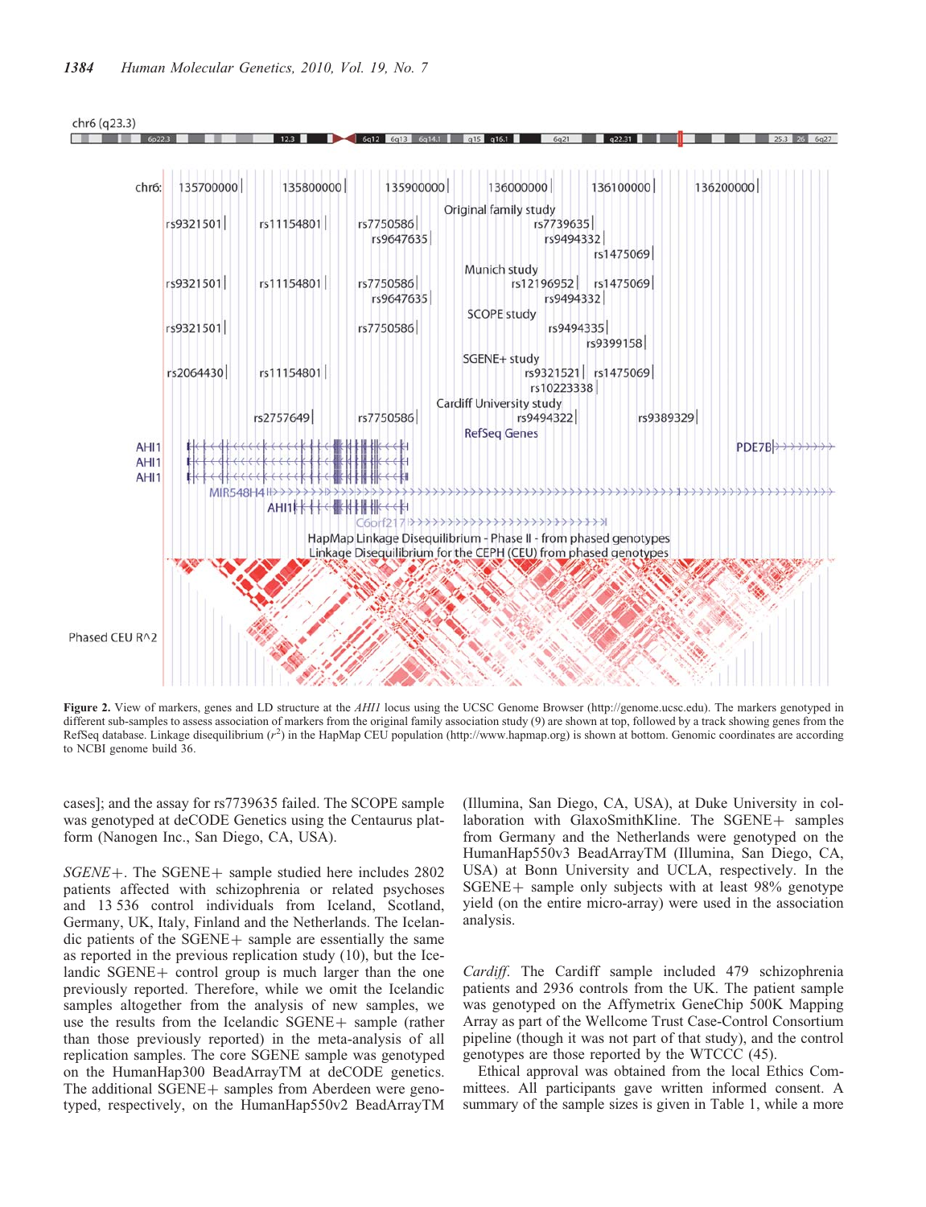**Figure 2.** View of markers, genes and LD structure at the *AHI1* locus using the UCSC Genome Browser (http://genome.ucsc.edu). The markers genotyped in different sub-samples to assess association of markers from the original family association study (9) are shown at top, followed by a track showing genes from the RefSeq database. Linkage disequilibrium ($r^2$) in the HapMap CEU population (http://www.hapmap.org) is shown at bottom. Genomic coordinates are according to NCBI genome build 36.

cases]; and the assay for rs7739635 failed. The SCOPE sample was genotyped at deCODE Genetics using the Centaurus platform (Nanogen Inc., San Diego, CA, USA).

*SGENE+*. The SGENE+ sample studied here includes 2802 patients affected with schizophrenia or related psychoses and 13 536 control individuals from Iceland, Scotland, Germany, UK, Italy, Finland and the Netherlands. The Icelandic patients of the SGENE+ sample are essentially the same as reported in the previous replication study (10), but the Icelandic SGENE+ control group is much larger than the one previously reported. Therefore, while we omit the Icelandic samples altogether from the analysis of new samples, we use the results from the Icelandic SGENE+ sample (rather than those previously reported) in the meta-analysis of all replication samples. The core SGENE sample was genotyped on the HumanHap300 BeadArrayTM at deCODE genetics. The additional SGENE+ samples from Aberdeen were genotyped, respectively, on the HumanHap550v2 BeadArrayTM (Illumina, San Diego, CA, USA), at Duke University in collaboration with GlaxoSmithKline. The SGENE+ samples from Germany and the Netherlands were genotyped on the HumanHap550v3 BeadArrayTM (Illumina, San Diego, CA, USA) at Bonn University and UCLA, respectively. In the SGENE+ sample only subjects with at least 98% genotype yield (on the entire micro-array) were used in the association analysis.

*Cardiff*. The Cardiff sample included 479 schizophrenia patients and 2936 controls from the UK. The patient sample was genotyped on the Affymetrix GeneChip 500K Mapping Array as part of the Wellcome Trust Case-Control Consortium pipeline (though it was not part of that study), and the control genotypes are those reported by the WTCCC (45).

Ethical approval was obtained from the local Ethics Committees. All participants gave written informed consent. A summary of the sample sizes is given in Table 1, while a more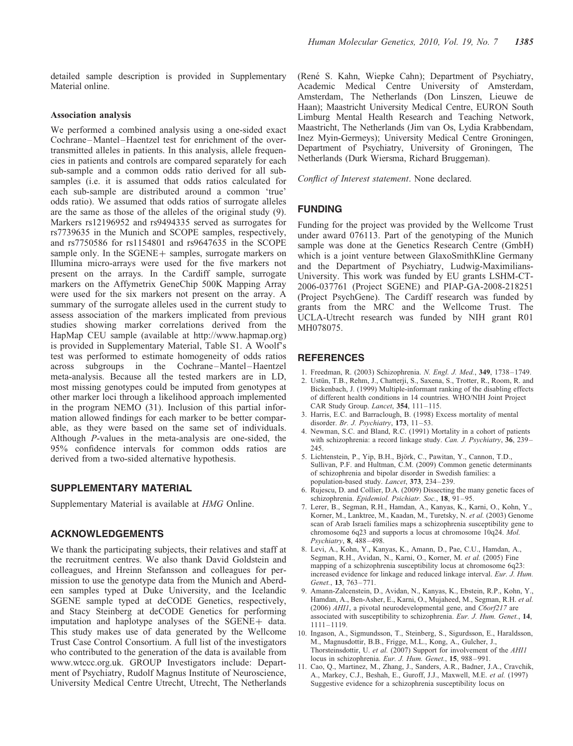detailed sample description is provided in Supplementary Material online.

### Association analysis

We performed a combined analysis using a one-sided exact Cochrane–Mantel–Haentzel test for enrichment of the overtransmitted alleles in patients. In this analysis, allele frequencies in patients and controls are compared separately for each sub-sample and a common odds ratio derived for all sub-samples (i.e. it is assumed that odds ratios calculated for each sub-sample are distributed around a common 'true' odds ratio). We assumed that odds ratios of surrogate alleles are the same as those of the alleles of the original study (9). Markers rs12196952 and rs9494335 served as surrogates for rs7739635 in the Munich and SCOPE samples, respectively, and rs7750586 for rs1154801 and rs9647635 in the SCOPE sample only. In the SGENE+ samples, surrogate markers on Illumina micro-arrays were used for the five markers not present on the arrays. In the Cardiff sample, surrogate markers on the Affymetrix GeneChip 500K Mapping Array were used for the six markers not present on the array. A summary of the surrogate alleles used in the current study to assess association of the markers implicated from previous studies showing marker correlations derived from the HapMap CEU sample (available at http://www.hapmap.org) is provided in Supplementary Material, Table S1. A Woolf's test was performed to estimate homogeneity of odds ratios across subgroups in the Cochrane–Mantel–Haentzel meta-analysis. Because all the tested markers are in LD, most missing genotypes could be imputed from genotypes at other marker loci through a likelihood approach implemented in the program NEMO (31). Inclusion of this partial information allowed findings for each marker to be better comparable, as they were based on the same set of individuals. Although *P*-values in the meta-analysis are one-sided, the 95% confidence intervals for common odds ratios are derived from a two-sided alternative hypothesis.

## SUPPLEMENTARY MATERIAL

Supplementary Material is available at *HMG* Online.

## ACKNOWLEDGEMENTS

We thank the participating subjects, their relatives and staff at the recruitment centres. We also thank David Goldstein and colleagues, and Hreinn Stefansson and colleagues for permission to use the genotype data from the Munich and Aberdeen samples typed at Duke University, and the Icelandic SGENE sample typed at deCODE Genetics, respectively, and Stacy Steinberg at deCODE Genetics for performing imputation and haplotype analyses of the SGENE+ data. This study makes use of data generated by the Wellcome Trust Case Control Consortium. A full list of the investigators who contributed to the generation of the data is available from www.wtccc.org.uk. GROUP Investigators include: Department of Psychiatry, Rudolf Magnus Institute of Neuroscience, University Medical Centre Utrecht, Utrecht, The Netherlands (René S. Kahn, Wiepke Cahn); Department of Psychiatry, Academic Medical Centre University of Amsterdam, Amsterdam, The Netherlands (Don Linszen, Lieuwe de Haan); Maastricht University Medical Centre, EURON South Limburg Mental Health Research and Teaching Network, Maastricht, The Netherlands (Jim van Os, Lydia Krabbendam, Inez Myin-Germeys); University Medical Centre Groningen, Department of Psychiatry, University of Groningen, The Netherlands (Durk Wiersma, Richard Bruggeman).

*Conflict of Interest statement*. None declared.

## FUNDING

Funding for the project was provided by the Wellcome Trust under award 076113. Part of the genotyping of the Munich sample was done at the Genetics Research Centre (GmbH) which is a joint venture between GlaxoSmithKline Germany and the Department of Psychiatry, Ludwig-Maximilians-University. This work was funded by EU grants LSHM-CT-2006-037761 (Project SGENE) and PIAP-GA-2008-218251 (Project PsychGene). The Cardiff research was funded by grants from the MRC and the Wellcome Trust. The UCLA-Utrecht research was funded by NIH grant R01 MH078075.

## REFERENCES

1. Freedman, R. (2003) Schizophrenia. *N. Engl. J. Med.*, **349**, 1738–1749.
2. Ustün, T.B., Rehm, J., Chatterji, S., Saxena, S., Trotter, R., Room, R. and Bickenbach, J. (1999) Multiple-informant ranking of the disabling effects of different health conditions in 14 countries. WHO/NIH Joint Project CAR Study Group. *Lancet*, **354**, 111–115.
3. Harris, E.C. and Barraclough, B. (1998) Excess mortality of mental disorder. *Br. J. Psychiatry*, **173**, 11–53.
4. Newman, S.C. and Bland, R.C. (1991) Mortality in a cohort of patients with schizophrenia: a record linkage study. *Can. J. Psychiatry*, **36**, 239–245.
5. Lichtenstein, P., Yip, B.H., Björk, C., Pawitan, Y., Cannon, T.D., Sullivan, P.F. and Hultman, C.M. (2009) Common genetic determinants of schizophrenia and bipolar disorder in Swedish families: a population-based study. *Lancet*, **373**, 234–239.
6. Rujescu, D. and Collier, D.A. (2009) Dissecting the many genetic faces of schizophrenia. *Epidemiol. Psichiatr. Soc.*, **18**, 91–95.
7. Lerer, B., Segman, R.H., Hamdan, A., Kanyas, K., Karni, O., Kohn, Y., Korner, M., Lanktree, M., Kaadan, M., Turetsky, N. *et al.* (2003) Genome scan of Arab Israeli families maps a schizophrenia susceptibility gene to chromosome 6q23 and supports a locus at chromosome 10q24. *Mol. Psychiatry*, **8**, 488–498.
8. Levi, A., Kohn, Y., Kanyas, K., Amann, D., Pae, C.U., Hamdan, A., Segman, R.H., Avidan, N., Karni, O., Korner, M. *et al.* (2005) Fine mapping of a schizophrenia susceptibility locus at chromosome 6q23: increased evidence for linkage and reduced linkage interval. *Eur. J. Hum. Genet.*, **13**, 763–771.
9. Amann-Zalcenstein, D., Avidan, N., Kanyas, K., Ebstein, R.P., Kohn, Y., Hamdan, A., Ben-Asher, E., Karni, O., Mujaheed, M., Segman, R.H. *et al.* (2006) *AHI1*, a pivotal neurodevelopmental gene, and *C6orf217* are associated with susceptibility to schizophrenia. *Eur. J. Hum. Genet.*, **14**, 1111–1119.
10. Ingason, A., Sigmundsson, T., Steinberg, S., Sigurdsson, E., Haraldsson, M., Magnusdottir, B.B., Frigge, M.L., Kong, A., Gulcher, J., Thorsteinsdottir, U. *et al.* (2007) Support for involvement of the *AHI1* locus in schizophrenia. *Eur. J. Hum. Genet.*, **15**, 988–991.
11. Cao, Q., Martinez, M., Zhang, J., Sanders, A.R., Badner, J.A., Cravchik, A., Markey, C.J., Beshah, E., Guroff, J.J., Maxwell, M.E. *et al.* (1997) Suggestive evidence for a schizophrenia susceptibility locus on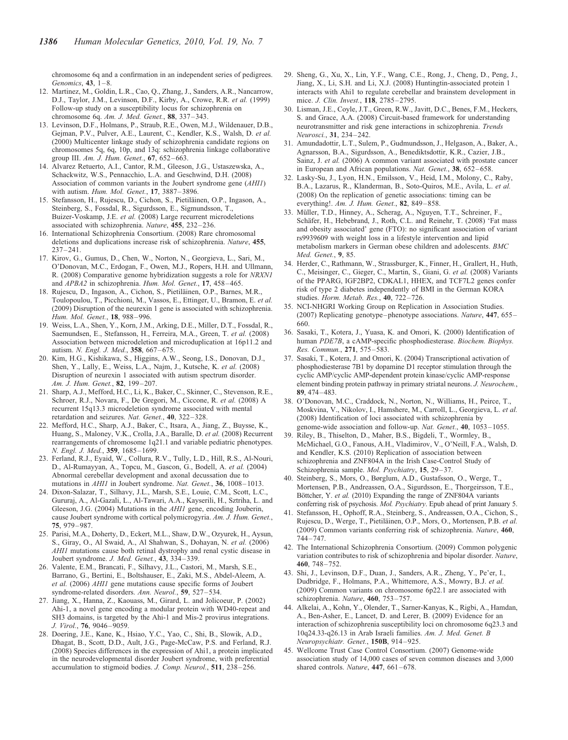chromosome 6q and a confirmation in an independent series of pedigrees. *Genomics*, **43**, 1–8.

12. Martinez, M., Goldin, L.R., Cao, Q., Zhang, J., Sanders, A.R., Nancarrow, D.J., Taylor, J.M., Levinson, D.F., Kirby, A., Crowe, R.R. *et al.* (1999) Follow-up study on a susceptibility locus for schizophrenia on chromosome 6q. *Am. J. Med. Genet.*, **88**, 337–343.
13. Levinson, D.F., Holmans, P., Straub, R.E., Owen, M.J., Wildenauer, D.B., Gejman, P.V., Pulver, A.E., Laurent, C., Kendler, K.S., Walsh, D. *et al.* (2000) Multicenter linkage study of schizophrenia candidate regions on chromosomes 5q, 6q, 10p, and 13q: schizophrenia linkage collaborative group III. *Am. J. Hum. Genet.*, **67**, 652–663.
14. Alvarez Retuerto, A.I., Cantor, R.M., Gleeson, J.G., Ustaszewska, A., Schackwitz, W.S., Pennacchio, L.A. and Geschwind, D.H. (2008) Association of common variants in the Joubert syndrome gene (*AHI1*) with autism. *Hum. Mol. Genet.*, **17**, 3887–3896.
15. Stefansson, H., Rujescu, D., Cichon, S., Pietiläinen, O.P., Ingason, A., Steinberg, S., Fossdal, R., Sigurdsson, E., Sigmundsson, T., Buizer-Voskamp, J.E. *et al.* (2008) Large recurrent microdeletions associated with schizophrenia. *Nature*, **455**, 232–236.
16. International Schizophrenia Consortium. (2008) Rare chromosomal deletions and duplications increase risk of schizophrenia. *Nature*, **455**, 237–241.
17. Kirov, G., Gumus, D., Chen, W., Norton, N., Georgieva, L., Sari, M., O'Donovan, M.C., Erdogan, F., Owen, M.J., Ropers, H.H. and Ullmann, R. (2008) Comparative genome hybridization suggests a role for *NRXN1* and *APBA2* in schizophrenia. *Hum. Mol. Genet.*, **17**, 458–465.
18. Rujescu, D., Ingason, A., Cichon, S., Pietiläinen, O.P., Barnes, M.R., Toulopoulou, T., Picchioni, M., Vassos, E., Ettinger, U., Bramon, E. *et al.* (2009) Disruption of the neurexin 1 gene is associated with schizophrenia. *Hum. Mol. Genet.*, **18**, 988–996.
19. Weiss, L.A., Shen, Y., Korn, J.M., Arking, D.E., Miller, D.T., Fossdal, R., Saemundsen, E., Stefansson, H., Ferreira, M.A., Green, T. *et al.* (2008) Association between microdeletion and microduplication at 16p11.2 and autism. *N. Engl. J. Med.*, **358**, 667–675.
20. Kim, H.G., Kishikawa, S., Higgins, A.W., Seong, I.S., Donovan, D.J., Shen, Y., Lally, E., Weiss, L.A., Najm, J., Kutsche, K. *et al.* (2008) Disruption of neurexin 1 associated with autism spectrum disorder. *Am. J. Hum. Genet.*, **82**, 199–207.
21. Sharp, A.J., Mefford, H.C., Li, K., Baker, C., Skinner, C., Stevenson, R.E., Schroer, R.J., Novara, F., De Gregori, M., Ciccone, R. *et al.* (2008) A recurrent 15q13.3 microdeletion syndrome associated with mental retardation and seizures. *Nat. Genet.*, **40**, 322–328.
22. Mefford, H.C., Sharp, A.J., Baker, C., Itsara, A., Jiang, Z., Buysse, K., Huang, S., Maloney, V.K., Crolla, J.A., Baralle, D. *et al.* (2008) Recurrent rearrangements of chromosome 1q21.1 and variable pediatric phenotypes. *N. Engl. J. Med.*, **359**, 1685–1699.
23. Ferland, R.J., Eyaid, W., Collura, R.V., Tully, L.D., Hill, R.S., Al-Nouri, D., Al-Rumayyan, A., Topcu, M., Gascon, G., Bodell, A. *et al.* (2004) Abnormal cerebellar development and axonal decussation due to mutations in *AHI1* in Joubert syndrome. *Nat. Genet.*, **36**, 1008–1013.
24. Dixon-Salazar, T., Silhavy, J.L., Marsh, S.E., Louie, C.M., Scott, L.C., Gururaj, A., Al-Gazali, L., Al-Tawari, A.A., Kayserili, H., Sztriha, L. and Gleeson, J.G. (2004) Mutations in the *AHI1* gene, encoding Jouberin, cause Joubert syndrome with cortical polymicrogyria. *Am. J. Hum. Genet.*, **75**, 979–987.
25. Parisi, M.A., Doherty, D., Eckert, M.L., Shaw, D.W., Ozyurek, H., Aysun, S., Giray, O., Al Swaid, A., Al Shahwan, S., Dohayan, N. *et al.* (2006) *AHI1* mutations cause both retinal dystrophy and renal cystic disease in Joubert syndrome. *J. Med. Genet.*, **43**, 334–339.
26. Valente, E.M., Brancati, F., Silhavy, J.L., Castori, M., Marsh, S.E., Barrano, G., Bertini, E., Boltshauser, E., Zaki, M.S., Abdel-Aleem, A. *et al.* (2006) *AHI1* gene mutations cause specific forms of Joubert syndrome-related disorders. *Ann. Neurol.*, **59**, 527–534.
27. Jiang, X., Hanna, Z., Kaouass, M., Girard, L. and Jolicoeur, P. (2002) Ahi-1, a novel gene encoding a modular protein with WD40-repeat and SH3 domains, is targeted by the Ahi-1 and Mis-2 provirus integrations. *J. Virol.*, **76**, 9046–9059.
28. Doering, J.E., Kane, K., Hsiao, Y.C., Yao, C., Shi, B., Slowik, A.D., Dhagat, B., Scott, D.D., Ault, J.G., Page-McCaw, P.S. and Ferland, R.J. (2008) Species differences in the expression of Ahi1, a protein implicated in the neurodevelopmental disorder Joubert syndrome, with preferential accumulation to stigmoid bodies. *J. Comp. Neurol.*, **511**, 238–256.
29. Sheng, G., Xu, X., Lin, Y.F., Wang, C.E., Rong, J., Cheng, D., Peng, J., Jiang, X., Li, S.H. and Li, X.J. (2008) Huntingtin-associated protein 1 interacts with Ahi1 to regulate cerebellar and brainstem development in mice. *J. Clin. Invest.*, **118**, 2785–2795.
30. Lisman, J.E., Coyle, J.T., Green, R.W., Javitt, D.C., Benes, F.M., Heckers, S. and Grace, A.A. (2008) Circuit-based framework for understanding neurotransmitter and risk gene interactions in schizophrenia. *Trends Neurosci.*, **31**, 234–242.
31. Amundadottir, L.T., Sulem, P., Gudmundsson, J., Helgason, A., Baker, A., Agnarsson, B.A., Sigurdsson, A., Benediktsdottir, K.R., Cazier, J.B., Sainz, J. *et al.* (2006) A common variant associated with prostate cancer in European and African populations. *Nat. Genet.*, **38**, 652–658.
32. Lasky-Su, J., Lyon, H.N., Emilsson, V., Heid, I.M., Molony, C., Raby, B.A., Lazarus, R., Klanderman, B., Soto-Quiros, M.E., Avila, L. *et al.* (2008) On the replication of genetic associations: timing can be everything!. *Am. J. Hum. Genet.*, **82**, 849–858.
33. Müller, T.D., Hinney, A., Scherag, A., Nguyen, T.T., Schreiner, F., Schäfer, H., Hebebrand, J., Roth, C.L. and Reinehr, T. (2008) 'Fat mass and obesity associated' gene (FTO): no significant association of variant rs9939609 with weight loss in a lifestyle intervention and lipid metabolism markers in German obese children and adolescents. *BMC Med. Genet.*, **9**, 85.
34. Herder, C., Rathmann, W., Strassburger, K., Finner, H., Grallert, H., Huth, C., Meisinger, C., Gieger, C., Martin, S., Giani, G. *et al.* (2008) Variants of the PPARG, IGF2BP2, CDKAL1, HHEX, and TCF7L2 genes confer risk of type 2 diabetes independently of BMI in the German KORA studies. *Horm. Metab. Res.*, **40**, 722–726.
35. NCI-NHGRI Working Group on Replication in Association Studies. (2007) Replicating genotype–phenotype associations. *Nature*, **447**, 655–660.
36. Sasaki, T., Kotera, J., Yuasa, K. and Omori, K. (2000) Identification of human *PDE7B*, a cAMP-specific phosphodiesterase. *Biochem. Biophys. Res. Commun.*, **271**, 575–583.
37. Sasaki, T., Kotera, J. and Omori, K. (2004) Transcriptional activation of phosphodiesterase 7B1 by dopamine D1 receptor stimulation through the cyclic AMP/cyclic AMP-dependent protein kinase/cyclic AMP-response element binding protein pathway in primary striatal neurons. *J. Neurochem.*, **89**, 474–483.
38. O'Donovan, M.C., Craddock, N., Norton, N., Williams, H., Peirce, T., Moskvina, V., Nikolov, I., Hamshere, M., Carroll, L., Georgieva, L. *et al.* (2008) Identification of loci associated with schizophrenia by genome-wide association and follow-up. *Nat. Genet.*, **40**, 1053–1055.
39. Riley, B., Thiselton, D., Maher, B.S., Bigdeli, T., Wormley, B., McMichael, G.O., Fanous, A.H., Vladimirov, V., O'Neill, F.A., Walsh, D. and Kendler, K.S. (2010) Replication of association between schizophrenia and ZNF804A in the Irish Case-Control Study of Schizophrenia sample. *Mol. Psychiatry*, **15**, 29–37.
40. Steinberg, S., Mors, O., Børglum, A.D., Gustafsson, O., Werge, T., Mortensen, P.B., Andreassen, O.A., Sigurdsson, E., Thorgeirsson, T.E., Böttcher, Y. *et al.* (2010) Expanding the range of ZNF804A variants conferring risk of psychosis. *Mol. Psychiatry*. Epub ahead of print January 5.
41. Stefansson, H., Ophoff, R.A., Steinberg, S., Andreassen, O.A., Cichon, S., Rujescu, D., Werge, T., Pietiläinen, O.P., Mors, O., Mortensen, P.B. *et al.* (2009) Common variants conferring risk of schizophrenia. *Nature*, **460**, 744–747.
42. The International Schizophrenia Consortium. (2009) Common polygenic variation contributes to risk of schizophrenia and bipolar disorder. *Nature*, **460**, 748–752.
43. Shi, J., Levinson, D.F., Duan, J., Sanders, A.R., Zheng, Y., Pe'er, I., Dudbridge, F., Holmans, P.A., Whittemore, A.S., Mowry, B.J. *et al.* (2009) Common variants on chromosome 6p22.1 are associated with schizophrenia. *Nature*, **460**, 753–757.
44. Alkelai, A., Kohn, Y., Olender, T., Sarner-Kanyas, K., Rigbi, A., Hamdan, A., Ben-Asher, E., Lancet, D. and Lerer, B. (2009) Evidence for an interaction of schizophrenia susceptibility loci on chromosome 6q23.3 and 10q24.33-q26.13 in Arab Israeli families. *Am. J. Med. Genet. B Neuropsychiatr. Genet.*, **150B**, 914–925.
45. Wellcome Trust Case Control Consortium. (2007) Genome-wide association study of 14,000 cases of seven common diseases and 3,000 shared controls. *Nature*, **447**, 661–678.